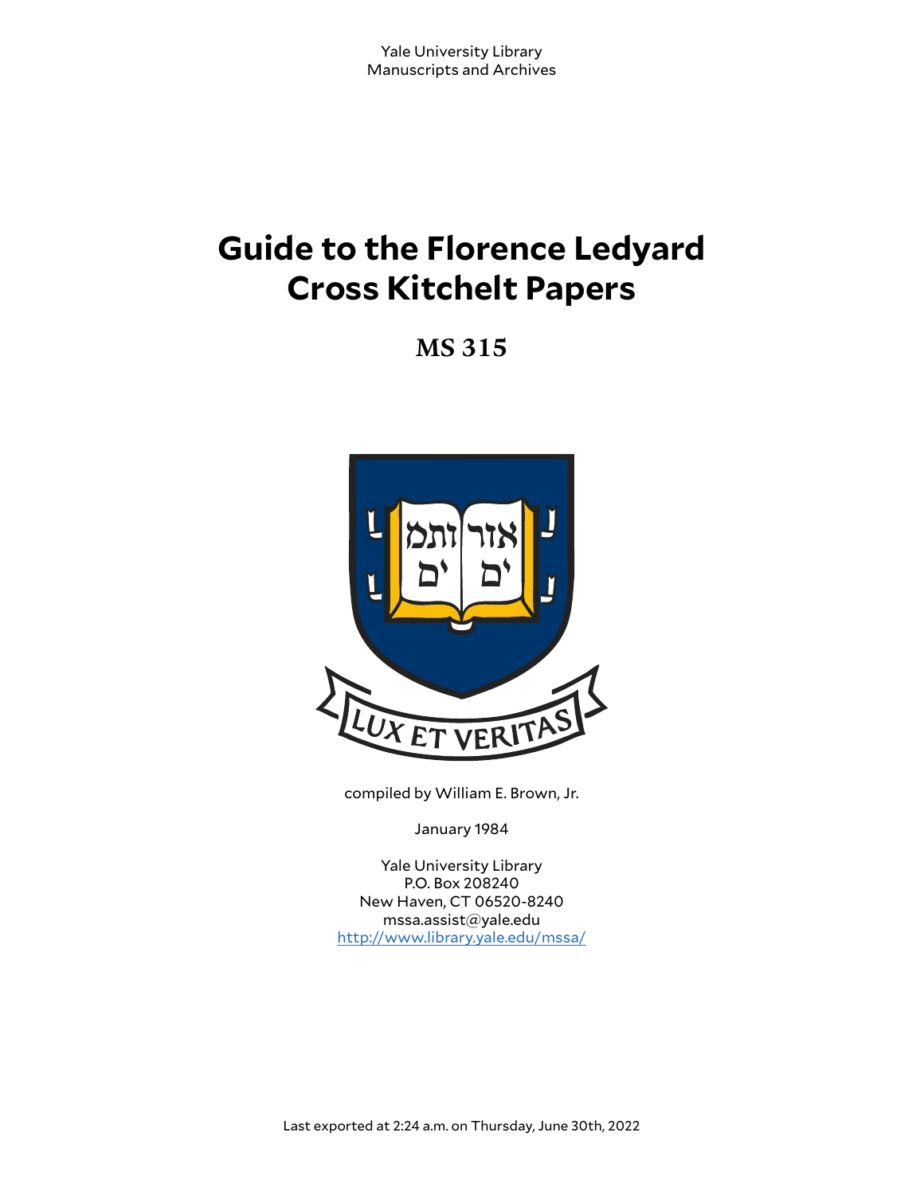Yale University Library
Manuscripts and Archives

# Guide to the Florence Ledyard Cross Kitchelt Papers

## MS 315

compiled by William E. Brown, Jr.

January 1984

Yale University Library
P.O. Box 208240
New Haven, CT 06520-8240
mssa.assist@yale.edu
http://www.library.yale.edu/mssa/

Last exported at 2:24 a.m. on Thursday, June 30th, 2022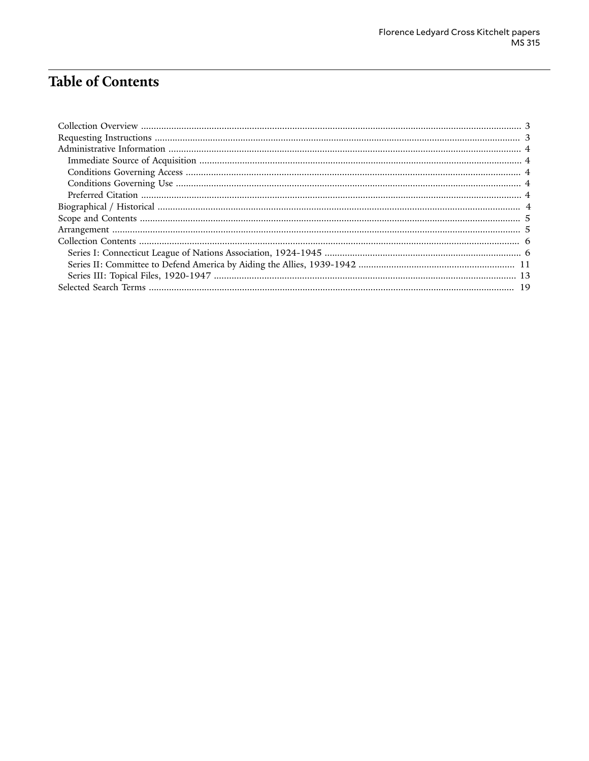# Table of Contents

- Collection Overview ........ 3
- Requesting Instructions ........ 3
- Administrative Information ........ 4
  - Immediate Source of Acquisition ........ 4
  - Conditions Governing Access ........ 4
  - Conditions Governing Use ........ 4
  - Preferred Citation ........ 4
- Biographical / Historical ........ 4
- Scope and Contents ........ 5
- Arrangement ........ 5
- Collection Contents ........ 6
  - Series I: Connecticut League of Nations Association, 1924-1945 ........ 6
  - Series II: Committee to Defend America by Aiding the Allies, 1939-1942 ........ 11
  - Series III: Topical Files, 1920-1947 ........ 13
- Selected Search Terms ........ 19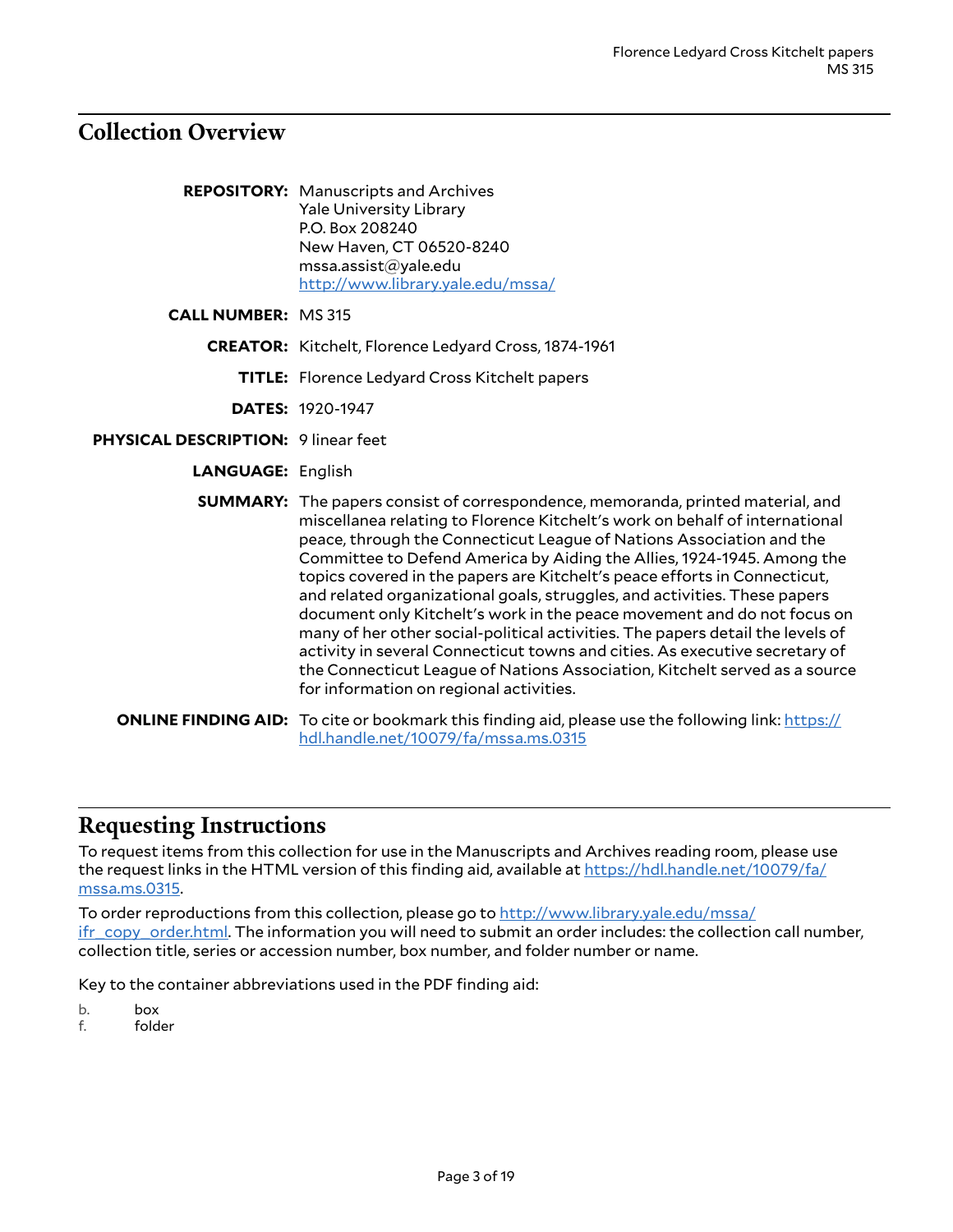## Collection Overview

**REPOSITORY:** Manuscripts and Archives
Yale University Library
P.O. Box 208240
New Haven, CT 06520-8240
mssa.assist@yale.edu
http://www.library.yale.edu/mssa/

**CALL NUMBER:** MS 315

**CREATOR:** Kitchelt, Florence Ledyard Cross, 1874-1961

**TITLE:** Florence Ledyard Cross Kitchelt papers

**DATES:** 1920-1947

**PHYSICAL DESCRIPTION:** 9 linear feet

**LANGUAGE:** English

**SUMMARY:** The papers consist of correspondence, memoranda, printed material, and miscellanea relating to Florence Kitchelt's work on behalf of international peace, through the Connecticut League of Nations Association and the Committee to Defend America by Aiding the Allies, 1924-1945. Among the topics covered in the papers are Kitchelt's peace efforts in Connecticut, and related organizational goals, struggles, and activities. These papers document only Kitchelt's work in the peace movement and do not focus on many of her other social-political activities. The papers detail the levels of activity in several Connecticut towns and cities. As executive secretary of the Connecticut League of Nations Association, Kitchelt served as a source for information on regional activities.

**ONLINE FINDING AID:** To cite or bookmark this finding aid, please use the following link: https://hdl.handle.net/10079/fa/mssa.ms.0315

## Requesting Instructions

To request items from this collection for use in the Manuscripts and Archives reading room, please use the request links in the HTML version of this finding aid, available at https://hdl.handle.net/10079/fa/mssa.ms.0315.

To order reproductions from this collection, please go to http://www.library.yale.edu/mssa/ifr_copy_order.html. The information you will need to submit an order includes: the collection call number, collection title, series or accession number, box number, and folder number or name.

Key to the container abbreviations used in the PDF finding aid:

b. box
f. folder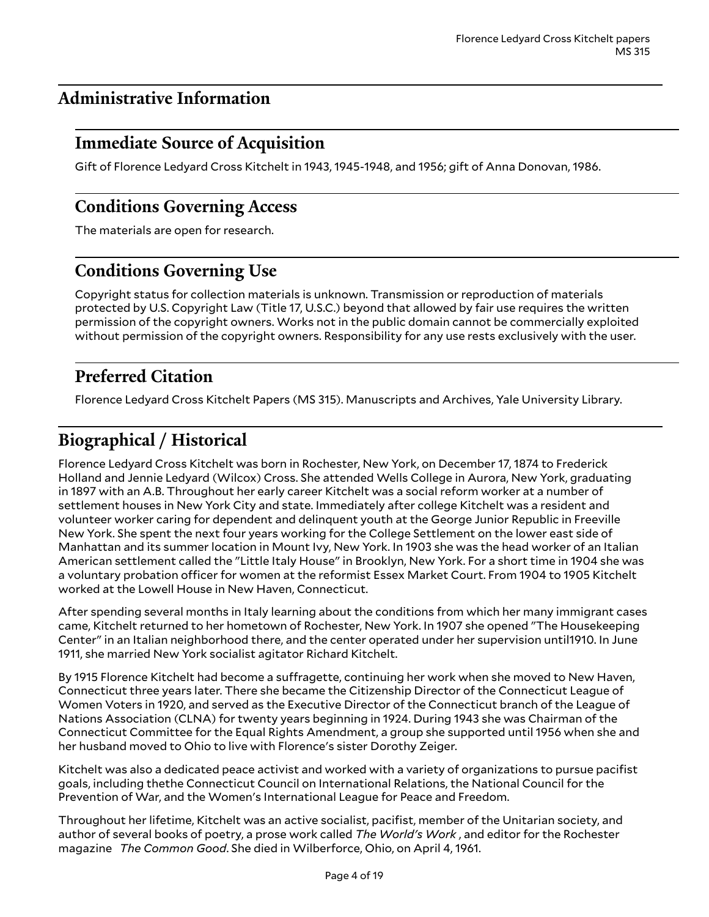## Administrative Information

### Immediate Source of Acquisition

Gift of Florence Ledyard Cross Kitchelt in 1943, 1945-1948, and 1956; gift of Anna Donovan, 1986.

### Conditions Governing Access

The materials are open for research.

### Conditions Governing Use

Copyright status for collection materials is unknown. Transmission or reproduction of materials protected by U.S. Copyright Law (Title 17, U.S.C.) beyond that allowed by fair use requires the written permission of the copyright owners. Works not in the public domain cannot be commercially exploited without permission of the copyright owners. Responsibility for any use rests exclusively with the user.

### Preferred Citation

Florence Ledyard Cross Kitchelt Papers (MS 315). Manuscripts and Archives, Yale University Library.

## Biographical / Historical

Florence Ledyard Cross Kitchelt was born in Rochester, New York, on December 17, 1874 to Frederick Holland and Jennie Ledyard (Wilcox) Cross. She attended Wells College in Aurora, New York, graduating in 1897 with an A.B. Throughout her early career Kitchelt was a social reform worker at a number of settlement houses in New York City and state. Immediately after college Kitchelt was a resident and volunteer worker caring for dependent and delinquent youth at the George Junior Republic in Freeville New York. She spent the next four years working for the College Settlement on the lower east side of Manhattan and its summer location in Mount Ivy, New York. In 1903 she was the head worker of an Italian American settlement called the "Little Italy House" in Brooklyn, New York. For a short time in 1904 she was a voluntary probation officer for women at the reformist Essex Market Court. From 1904 to 1905 Kitchelt worked at the Lowell House in New Haven, Connecticut.

After spending several months in Italy learning about the conditions from which her many immigrant cases came, Kitchelt returned to her hometown of Rochester, New York. In 1907 she opened "The Housekeeping Center" in an Italian neighborhood there, and the center operated under her supervision until1910. In June 1911, she married New York socialist agitator Richard Kitchelt.

By 1915 Florence Kitchelt had become a suffragette, continuing her work when she moved to New Haven, Connecticut three years later. There she became the Citizenship Director of the Connecticut League of Women Voters in 1920, and served as the Executive Director of the Connecticut branch of the League of Nations Association (CLNA) for twenty years beginning in 1924. During 1943 she was Chairman of the Connecticut Committee for the Equal Rights Amendment, a group she supported until 1956 when she and her husband moved to Ohio to live with Florence's sister Dorothy Zeiger.

Kitchelt was also a dedicated peace activist and worked with a variety of organizations to pursue pacifist goals, including thethe Connecticut Council on International Relations, the National Council for the Prevention of War, and the Women's International League for Peace and Freedom.

Throughout her lifetime, Kitchelt was an active socialist, pacifist, member of the Unitarian society, and author of several books of poetry, a prose work called *The World's Work* , and editor for the Rochester magazine *The Common Good*. She died in Wilberforce, Ohio, on April 4, 1961.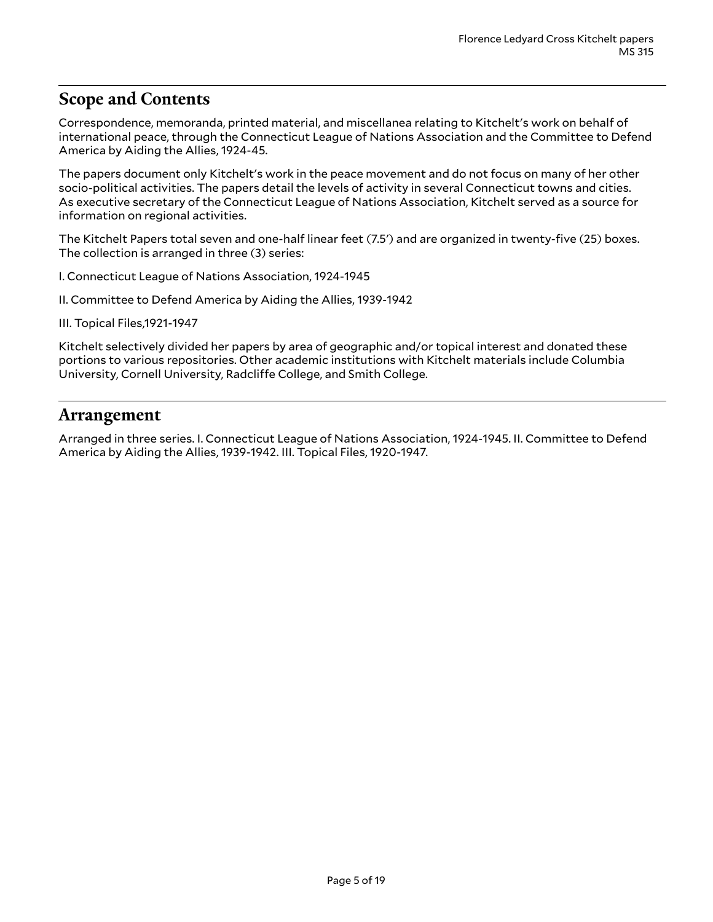## Scope and Contents

Correspondence, memoranda, printed material, and miscellanea relating to Kitchelt's work on behalf of international peace, through the Connecticut League of Nations Association and the Committee to Defend America by Aiding the Allies, 1924-45.

The papers document only Kitchelt's work in the peace movement and do not focus on many of her other socio-political activities. The papers detail the levels of activity in several Connecticut towns and cities. As executive secretary of the Connecticut League of Nations Association, Kitchelt served as a source for information on regional activities.

The Kitchelt Papers total seven and one-half linear feet (7.5′) and are organized in twenty-five (25) boxes. The collection is arranged in three (3) series:

I. Connecticut League of Nations Association, 1924-1945

II. Committee to Defend America by Aiding the Allies, 1939-1942

III. Topical Files,1921-1947

Kitchelt selectively divided her papers by area of geographic and/or topical interest and donated these portions to various repositories. Other academic institutions with Kitchelt materials include Columbia University, Cornell University, Radcliffe College, and Smith College.

## Arrangement

Arranged in three series. I. Connecticut League of Nations Association, 1924-1945. II. Committee to Defend America by Aiding the Allies, 1939-1942. III. Topical Files, 1920-1947.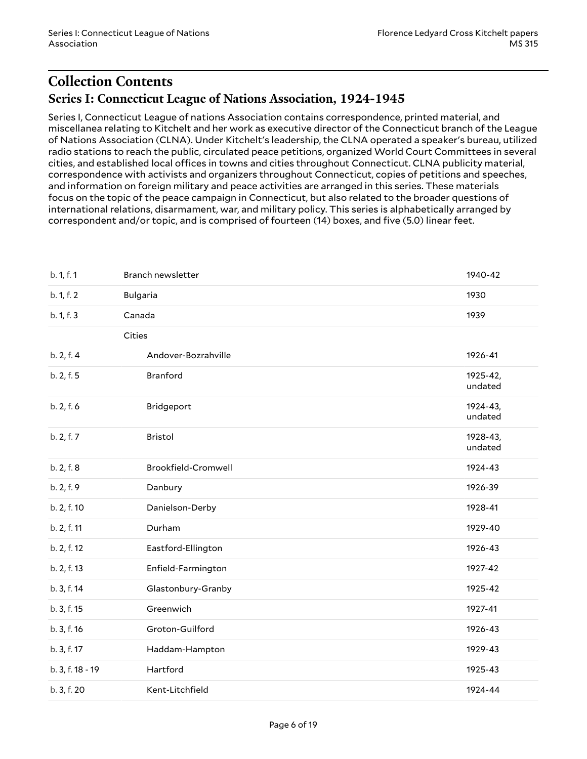# Collection Contents

## Series I: Connecticut League of Nations Association, 1924-1945

Series I, Connecticut League of nations Association contains correspondence, printed material, and miscellanea relating to Kitchelt and her work as executive director of the Connecticut branch of the League of Nations Association (CLNA). Under Kitchelt's leadership, the CLNA operated a speaker's bureau, utilized radio stations to reach the public, circulated peace petitions, organized World Court Committees in several cities, and established local offices in towns and cities throughout Connecticut. CLNA publicity material, correspondence with activists and organizers throughout Connecticut, copies of petitions and speeches, and information on foreign military and peace activities are arranged in this series. These materials focus on the topic of the peace campaign in Connecticut, but also related to the broader questions of international relations, disarmament, war, and military policy. This series is alphabetically arranged by correspondent and/or topic, and is comprised of fourteen (14) boxes, and five (5.0) linear feet.

| Location | Title | Date |
|---|---|---|
| b. 1, f. 1 | Branch newsletter | 1940-42 |
| b. 1, f. 2 | Bulgaria | 1930 |
| b. 1, f. 3 | Canada | 1939 |
| | Cities | |
| b. 2, f. 4 | Andover-Bozrahville | 1926-41 |
| b. 2, f. 5 | Branford | 1925-42, undated |
| b. 2, f. 6 | Bridgeport | 1924-43, undated |
| b. 2, f. 7 | Bristol | 1928-43, undated |
| b. 2, f. 8 | Brookfield-Cromwell | 1924-43 |
| b. 2, f. 9 | Danbury | 1926-39 |
| b. 2, f. 10 | Danielson-Derby | 1928-41 |
| b. 2, f. 11 | Durham | 1929-40 |
| b. 2, f. 12 | Eastford-Ellington | 1926-43 |
| b. 2, f. 13 | Enfield-Farmington | 1927-42 |
| b. 3, f. 14 | Glastonbury-Granby | 1925-42 |
| b. 3, f. 15 | Greenwich | 1927-41 |
| b. 3, f. 16 | Groton-Guilford | 1926-43 |
| b. 3, f. 17 | Haddam-Hampton | 1929-43 |
| b. 3, f. 18 - 19 | Hartford | 1925-43 |
| b. 3, f. 20 | Kent-Litchfield | 1924-44 |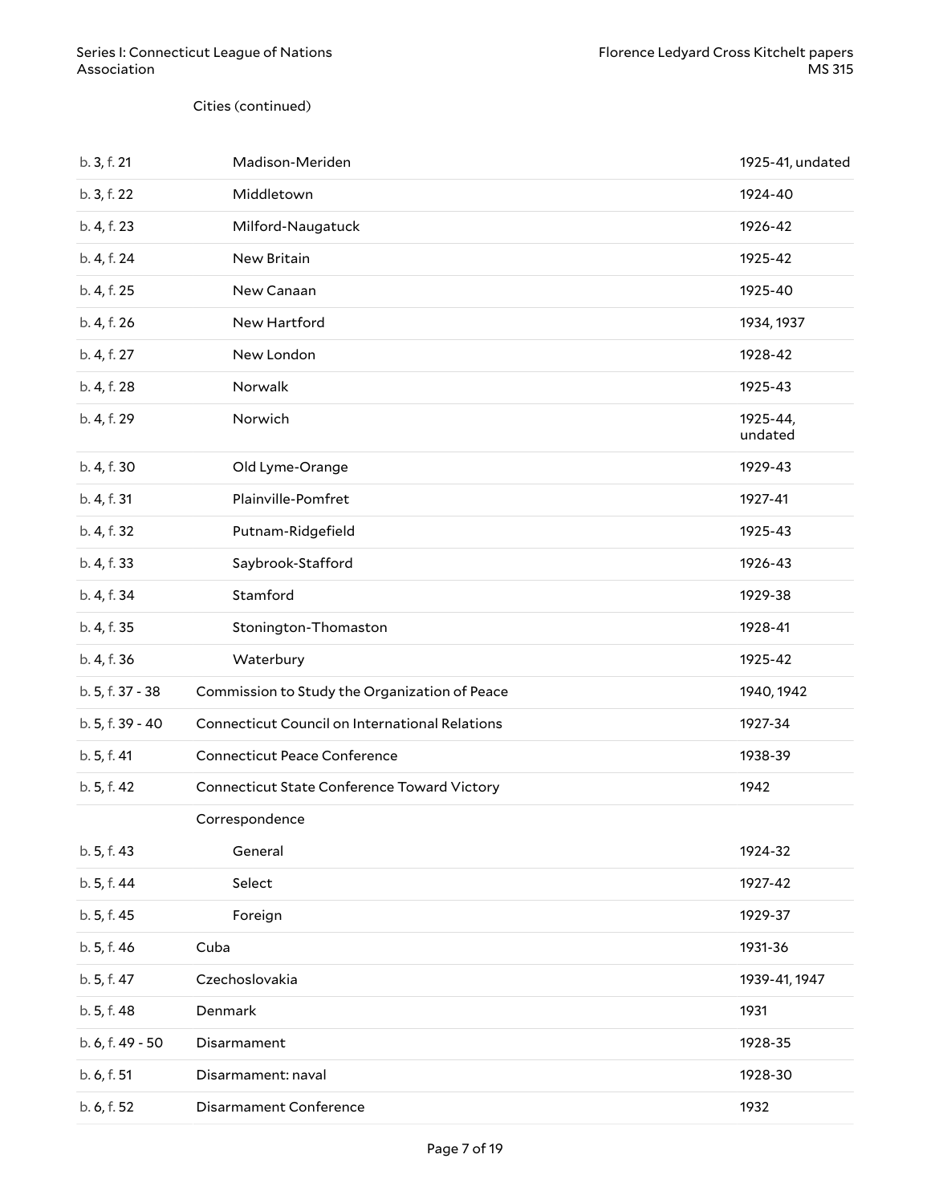Cities (continued)

| | | |
|---|---|---|
| b. 3, f. 21 | Madison-Meriden | 1925-41, undated |
| b. 3, f. 22 | Middletown | 1924-40 |
| b. 4, f. 23 | Milford-Naugatuck | 1926-42 |
| b. 4, f. 24 | New Britain | 1925-42 |
| b. 4, f. 25 | New Canaan | 1925-40 |
| b. 4, f. 26 | New Hartford | 1934, 1937 |
| b. 4, f. 27 | New London | 1928-42 |
| b. 4, f. 28 | Norwalk | 1925-43 |
| b. 4, f. 29 | Norwich | 1925-44, undated |
| b. 4, f. 30 | Old Lyme-Orange | 1929-43 |
| b. 4, f. 31 | Plainville-Pomfret | 1927-41 |
| b. 4, f. 32 | Putnam-Ridgefield | 1925-43 |
| b. 4, f. 33 | Saybrook-Stafford | 1926-43 |
| b. 4, f. 34 | Stamford | 1929-38 |
| b. 4, f. 35 | Stonington-Thomaston | 1928-41 |
| b. 4, f. 36 | Waterbury | 1925-42 |
| b. 5, f. 37 - 38 | Commission to Study the Organization of Peace | 1940, 1942 |
| b. 5, f. 39 - 40 | Connecticut Council on International Relations | 1927-34 |
| b. 5, f. 41 | Connecticut Peace Conference | 1938-39 |
| b. 5, f. 42 | Connecticut State Conference Toward Victory | 1942 |
| | Correspondence | |
| b. 5, f. 43 | General | 1924-32 |
| b. 5, f. 44 | Select | 1927-42 |
| b. 5, f. 45 | Foreign | 1929-37 |
| b. 5, f. 46 | Cuba | 1931-36 |
| b. 5, f. 47 | Czechoslovakia | 1939-41, 1947 |
| b. 5, f. 48 | Denmark | 1931 |
| b. 6, f. 49 - 50 | Disarmament | 1928-35 |
| b. 6, f. 51 | Disarmament: naval | 1928-30 |
| b. 6, f. 52 | Disarmament Conference | 1932 |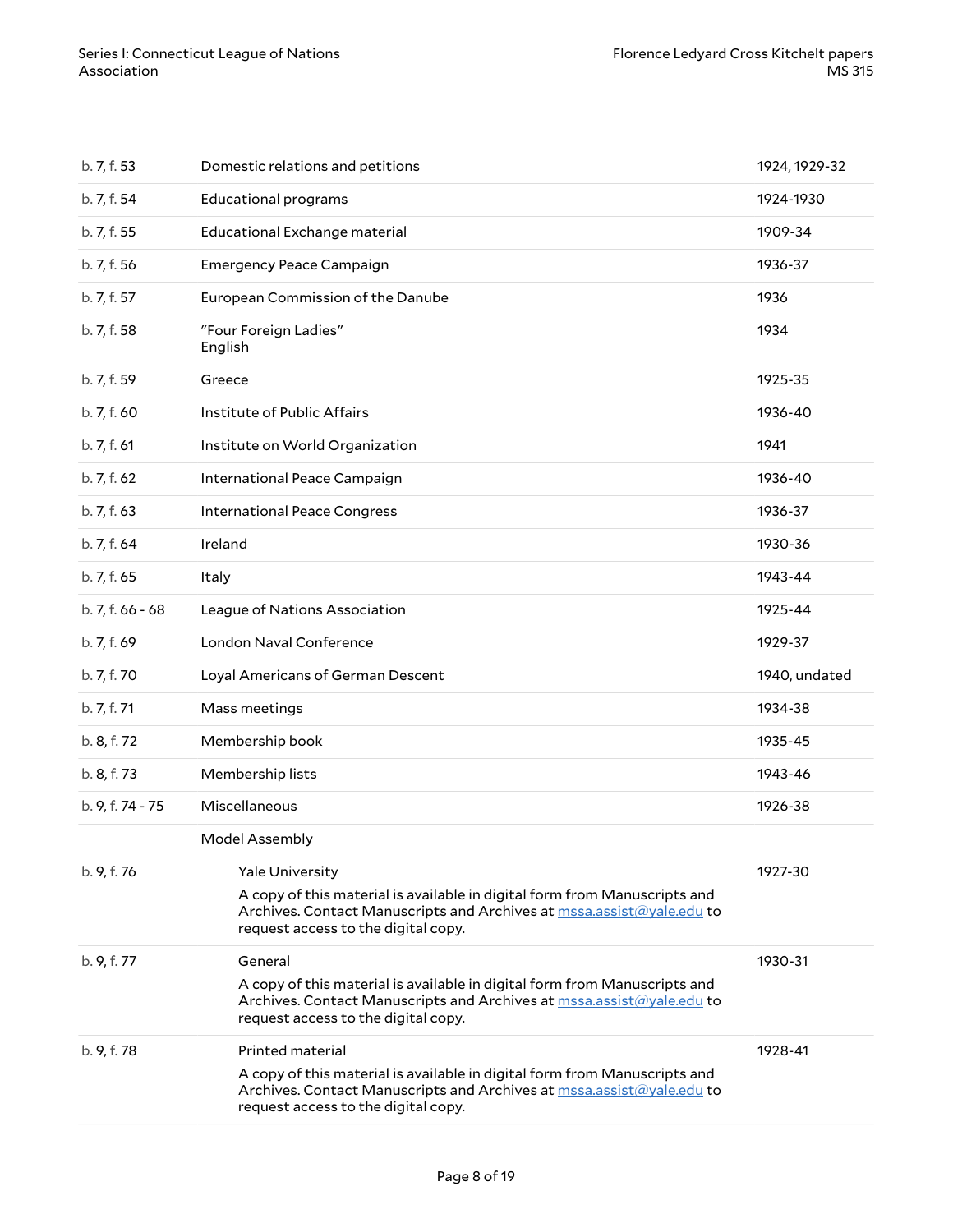| | | |
|---|---|---|
| b. 7, f. 53 | Domestic relations and petitions | 1924, 1929-32 |
| b. 7, f. 54 | Educational programs | 1924-1930 |
| b. 7, f. 55 | Educational Exchange material | 1909-34 |
| b. 7, f. 56 | Emergency Peace Campaign | 1936-37 |
| b. 7, f. 57 | European Commission of the Danube | 1936 |
| b. 7, f. 58 | "Four Foreign Ladies" English | 1934 |
| b. 7, f. 59 | Greece | 1925-35 |
| b. 7, f. 60 | Institute of Public Affairs | 1936-40 |
| b. 7, f. 61 | Institute on World Organization | 1941 |
| b. 7, f. 62 | International Peace Campaign | 1936-40 |
| b. 7, f. 63 | International Peace Congress | 1936-37 |
| b. 7, f. 64 | Ireland | 1930-36 |
| b. 7, f. 65 | Italy | 1943-44 |
| b. 7, f. 66 - 68 | League of Nations Association | 1925-44 |
| b. 7, f. 69 | London Naval Conference | 1929-37 |
| b. 7, f. 70 | Loyal Americans of German Descent | 1940, undated |
| b. 7, f. 71 | Mass meetings | 1934-38 |
| b. 8, f. 72 | Membership book | 1935-45 |
| b. 8, f. 73 | Membership lists | 1943-46 |
| b. 9, f. 74 - 75 | Miscellaneous | 1926-38 |
| | Model Assembly | |
| b. 9, f. 76 | Yale University<br>A copy of this material is available in digital form from Manuscripts and Archives. Contact Manuscripts and Archives at mssa.assist@yale.edu to request access to the digital copy. | 1927-30 |
| b. 9, f. 77 | General<br>A copy of this material is available in digital form from Manuscripts and Archives. Contact Manuscripts and Archives at mssa.assist@yale.edu to request access to the digital copy. | 1930-31 |
| b. 9, f. 78 | Printed material<br>A copy of this material is available in digital form from Manuscripts and Archives. Contact Manuscripts and Archives at mssa.assist@yale.edu to request access to the digital copy. | 1928-41 |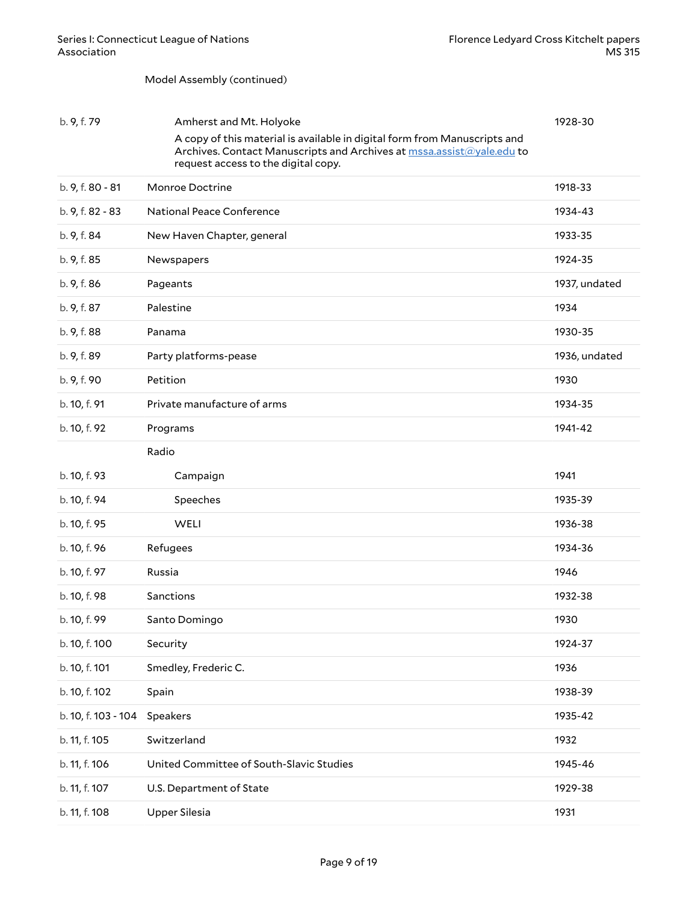Model Assembly (continued)

| | | |
|---|---|---|
| b. 9, f. 79 | Amherst and Mt. Holyoke<br>A copy of this material is available in digital form from Manuscripts and Archives. Contact Manuscripts and Archives at mssa.assist@yale.edu to request access to the digital copy. | 1928-30 |
| b. 9, f. 80 - 81 | Monroe Doctrine | 1918-33 |
| b. 9, f. 82 - 83 | National Peace Conference | 1934-43 |
| b. 9, f. 84 | New Haven Chapter, general | 1933-35 |
| b. 9, f. 85 | Newspapers | 1924-35 |
| b. 9, f. 86 | Pageants | 1937, undated |
| b. 9, f. 87 | Palestine | 1934 |
| b. 9, f. 88 | Panama | 1930-35 |
| b. 9, f. 89 | Party platforms-pease | 1936, undated |
| b. 9, f. 90 | Petition | 1930 |
| b. 10, f. 91 | Private manufacture of arms | 1934-35 |
| b. 10, f. 92 | Programs | 1941-42 |
| | Radio | |
| b. 10, f. 93 | Campaign | 1941 |
| b. 10, f. 94 | Speeches | 1935-39 |
| b. 10, f. 95 | WELI | 1936-38 |
| b. 10, f. 96 | Refugees | 1934-36 |
| b. 10, f. 97 | Russia | 1946 |
| b. 10, f. 98 | Sanctions | 1932-38 |
| b. 10, f. 99 | Santo Domingo | 1930 |
| b. 10, f. 100 | Security | 1924-37 |
| b. 10, f. 101 | Smedley, Frederic C. | 1936 |
| b. 10, f. 102 | Spain | 1938-39 |
| b. 10, f. 103 - 104 | Speakers | 1935-42 |
| b. 11, f. 105 | Switzerland | 1932 |
| b. 11, f. 106 | United Committee of South-Slavic Studies | 1945-46 |
| b. 11, f. 107 | U.S. Department of State | 1929-38 |
| b. 11, f. 108 | Upper Silesia | 1931 |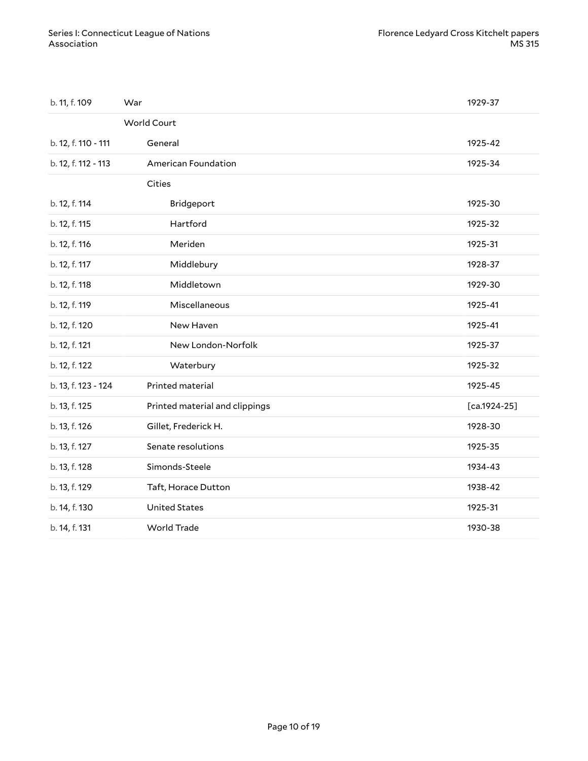| | | |
|---|---|---|
| b. 11, f. 109 | War | 1929-37 |
| | World Court | |
| b. 12, f. 110 - 111 | General | 1925-42 |
| b. 12, f. 112 - 113 | American Foundation | 1925-34 |
| | Cities | |
| b. 12, f. 114 | Bridgeport | 1925-30 |
| b. 12, f. 115 | Hartford | 1925-32 |
| b. 12, f. 116 | Meriden | 1925-31 |
| b. 12, f. 117 | Middlebury | 1928-37 |
| b. 12, f. 118 | Middletown | 1929-30 |
| b. 12, f. 119 | Miscellaneous | 1925-41 |
| b. 12, f. 120 | New Haven | 1925-41 |
| b. 12, f. 121 | New London-Norfolk | 1925-37 |
| b. 12, f. 122 | Waterbury | 1925-32 |
| b. 13, f. 123 - 124 | Printed material | 1925-45 |
| b. 13, f. 125 | Printed material and clippings | [ca.1924-25] |
| b. 13, f. 126 | Gillet, Frederick H. | 1928-30 |
| b. 13, f. 127 | Senate resolutions | 1925-35 |
| b. 13, f. 128 | Simonds-Steele | 1934-43 |
| b. 13, f. 129 | Taft, Horace Dutton | 1938-42 |
| b. 14, f. 130 | United States | 1925-31 |
| b. 14, f. 131 | World Trade | 1930-38 |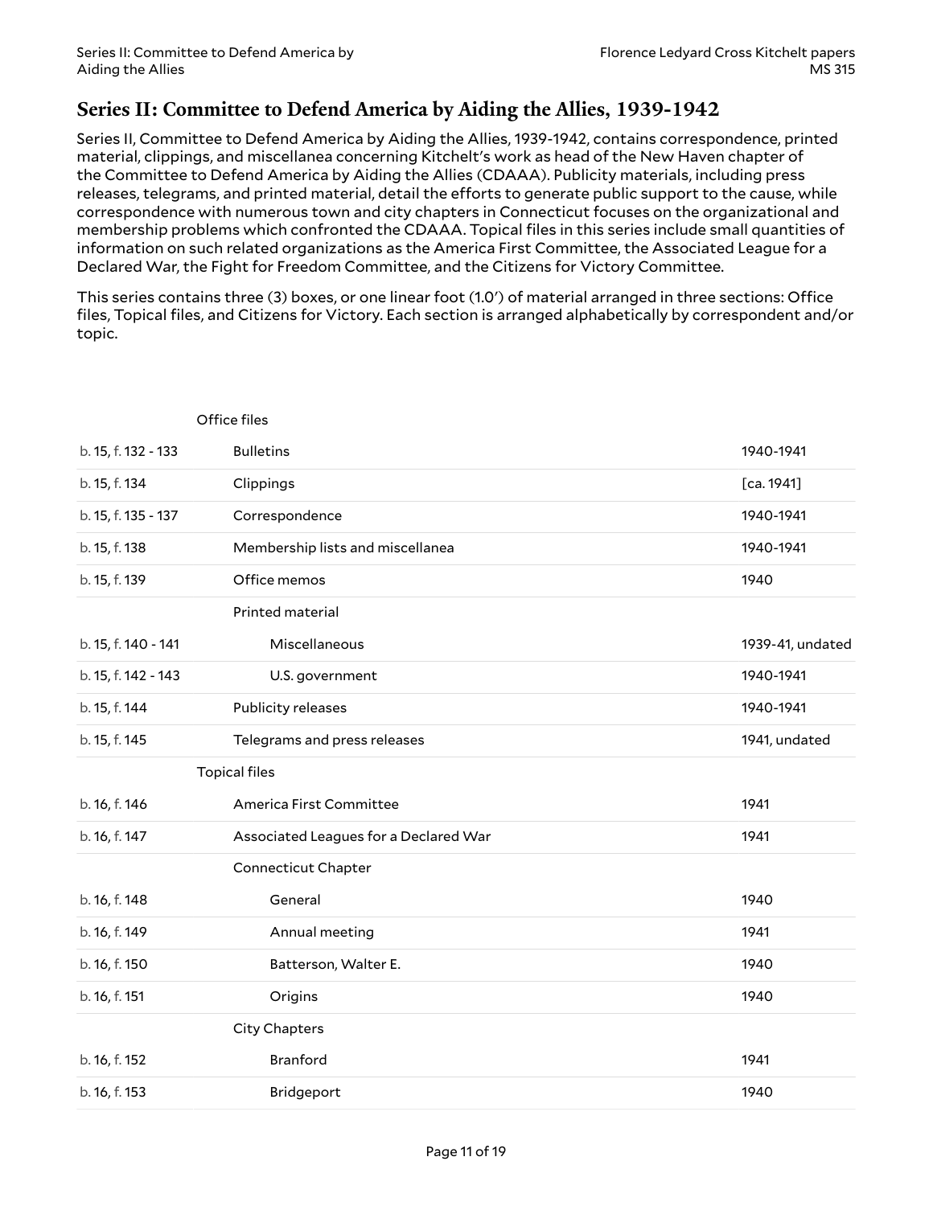## Series II: Committee to Defend America by Aiding the Allies, 1939-1942

Series II, Committee to Defend America by Aiding the Allies, 1939-1942, contains correspondence, printed material, clippings, and miscellanea concerning Kitchelt's work as head of the New Haven chapter of the Committee to Defend America by Aiding the Allies (CDAAA). Publicity materials, including press releases, telegrams, and printed material, detail the efforts to generate public support to the cause, while correspondence with numerous town and city chapters in Connecticut focuses on the organizational and membership problems which confronted the CDAAA. Topical files in this series include small quantities of information on such related organizations as the America First Committee, the Associated League for a Declared War, the Fight for Freedom Committee, and the Citizens for Victory Committee.

This series contains three (3) boxes, or one linear foot (1.0′) of material arranged in three sections: Office files, Topical files, and Citizens for Victory. Each section is arranged alphabetically by correspondent and/or topic.

| | | |
|---|---|---|
| | **Office files** | |
| b. 15, f. 132 - 133 | Bulletins | 1940-1941 |
| b. 15, f. 134 | Clippings | [ca. 1941] |
| b. 15, f. 135 - 137 | Correspondence | 1940-1941 |
| b. 15, f. 138 | Membership lists and miscellanea | 1940-1941 |
| b. 15, f. 139 | Office memos | 1940 |
| | Printed material | |
| b. 15, f. 140 - 141 | Miscellaneous | 1939-41, undated |
| b. 15, f. 142 - 143 | U.S. government | 1940-1941 |
| b. 15, f. 144 | Publicity releases | 1940-1941 |
| b. 15, f. 145 | Telegrams and press releases | 1941, undated |
| | **Topical files** | |
| b. 16, f. 146 | America First Committee | 1941 |
| b. 16, f. 147 | Associated Leagues for a Declared War | 1941 |
| | Connecticut Chapter | |
| b. 16, f. 148 | General | 1940 |
| b. 16, f. 149 | Annual meeting | 1941 |
| b. 16, f. 150 | Batterson, Walter E. | 1940 |
| b. 16, f. 151 | Origins | 1940 |
| | City Chapters | |
| b. 16, f. 152 | Branford | 1941 |
| b. 16, f. 153 | Bridgeport | 1940 |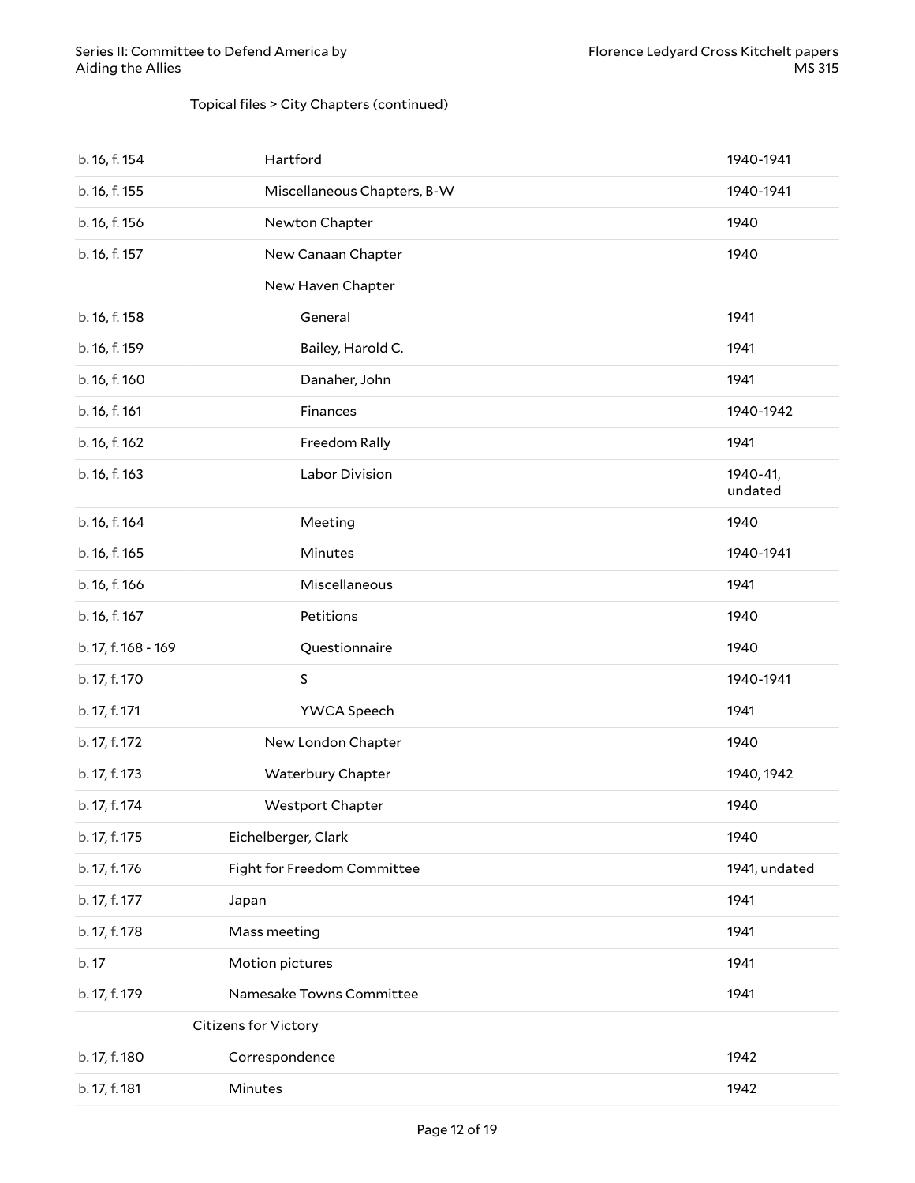Topical files > City Chapters (continued)

| Location | Title | Date |
| --- | --- | --- |
| b. 16, f. 154 | Hartford | 1940-1941 |
| b. 16, f. 155 | Miscellaneous Chapters, B-W | 1940-1941 |
| b. 16, f. 156 | Newton Chapter | 1940 |
| b. 16, f. 157 | New Canaan Chapter | 1940 |
| | New Haven Chapter | |
| b. 16, f. 158 | General | 1941 |
| b. 16, f. 159 | Bailey, Harold C. | 1941 |
| b. 16, f. 160 | Danaher, John | 1941 |
| b. 16, f. 161 | Finances | 1940-1942 |
| b. 16, f. 162 | Freedom Rally | 1941 |
| b. 16, f. 163 | Labor Division | 1940-41, undated |
| b. 16, f. 164 | Meeting | 1940 |
| b. 16, f. 165 | Minutes | 1940-1941 |
| b. 16, f. 166 | Miscellaneous | 1941 |
| b. 16, f. 167 | Petitions | 1940 |
| b. 17, f. 168 - 169 | Questionnaire | 1940 |
| b. 17, f. 170 | S | 1940-1941 |
| b. 17, f. 171 | YWCA Speech | 1941 |
| b. 17, f. 172 | New London Chapter | 1940 |
| b. 17, f. 173 | Waterbury Chapter | 1940, 1942 |
| b. 17, f. 174 | Westport Chapter | 1940 |
| b. 17, f. 175 | Eichelberger, Clark | 1940 |
| b. 17, f. 176 | Fight for Freedom Committee | 1941, undated |
| b. 17, f. 177 | Japan | 1941 |
| b. 17, f. 178 | Mass meeting | 1941 |
| b. 17 | Motion pictures | 1941 |
| b. 17, f. 179 | Namesake Towns Committee | 1941 |
| | Citizens for Victory | |
| b. 17, f. 180 | Correspondence | 1942 |
| b. 17, f. 181 | Minutes | 1942 |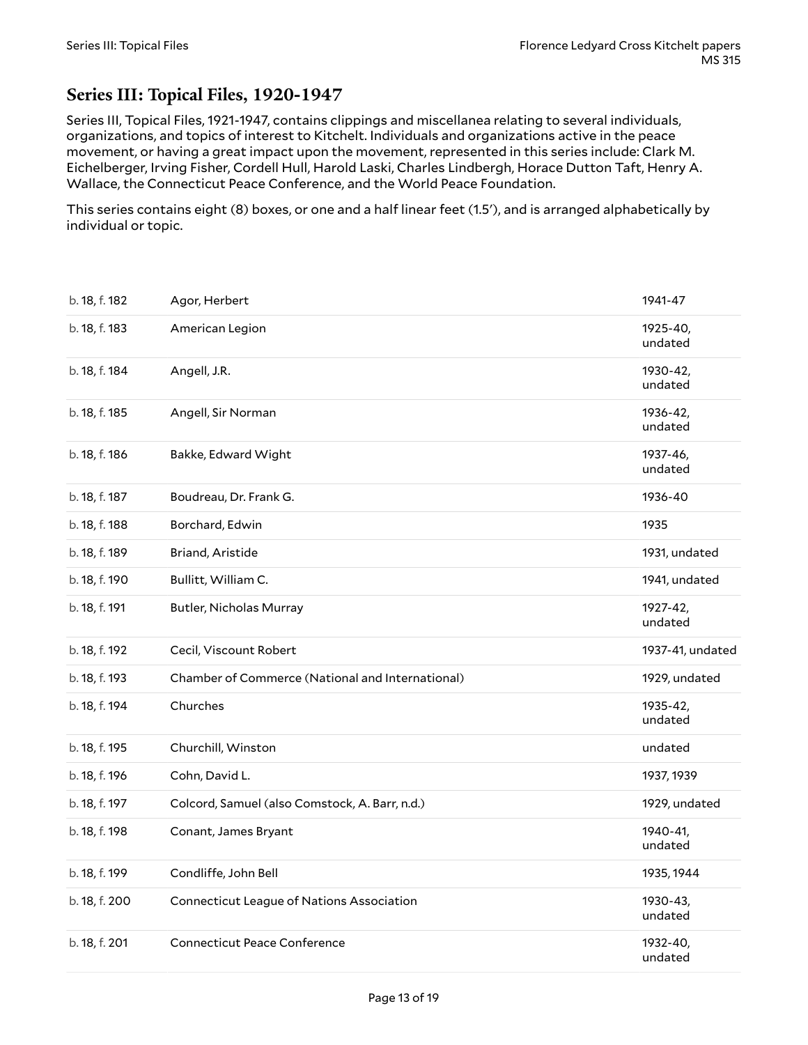## Series III: Topical Files, 1920-1947

Series III, Topical Files, 1921-1947, contains clippings and miscellanea relating to several individuals, organizations, and topics of interest to Kitchelt. Individuals and organizations active in the peace movement, or having a great impact upon the movement, represented in this series include: Clark M. Eichelberger, Irving Fisher, Cordell Hull, Harold Laski, Charles Lindbergh, Horace Dutton Taft, Henry A. Wallace, the Connecticut Peace Conference, and the World Peace Foundation.

This series contains eight (8) boxes, or one and a half linear feet (1.5′), and is arranged alphabetically by individual or topic.

| | | |
|---|---|---|
| b. 18, f. 182 | Agor, Herbert | 1941-47 |
| b. 18, f. 183 | American Legion | 1925-40, undated |
| b. 18, f. 184 | Angell, J.R. | 1930-42, undated |
| b. 18, f. 185 | Angell, Sir Norman | 1936-42, undated |
| b. 18, f. 186 | Bakke, Edward Wight | 1937-46, undated |
| b. 18, f. 187 | Boudreau, Dr. Frank G. | 1936-40 |
| b. 18, f. 188 | Borchard, Edwin | 1935 |
| b. 18, f. 189 | Briand, Aristide | 1931, undated |
| b. 18, f. 190 | Bullitt, William C. | 1941, undated |
| b. 18, f. 191 | Butler, Nicholas Murray | 1927-42, undated |
| b. 18, f. 192 | Cecil, Viscount Robert | 1937-41, undated |
| b. 18, f. 193 | Chamber of Commerce (National and International) | 1929, undated |
| b. 18, f. 194 | Churches | 1935-42, undated |
| b. 18, f. 195 | Churchill, Winston | undated |
| b. 18, f. 196 | Cohn, David L. | 1937, 1939 |
| b. 18, f. 197 | Colcord, Samuel (also Comstock, A. Barr, n.d.) | 1929, undated |
| b. 18, f. 198 | Conant, James Bryant | 1940-41, undated |
| b. 18, f. 199 | Condliffe, John Bell | 1935, 1944 |
| b. 18, f. 200 | Connecticut League of Nations Association | 1930-43, undated |
| b. 18, f. 201 | Connecticut Peace Conference | 1932-40, undated |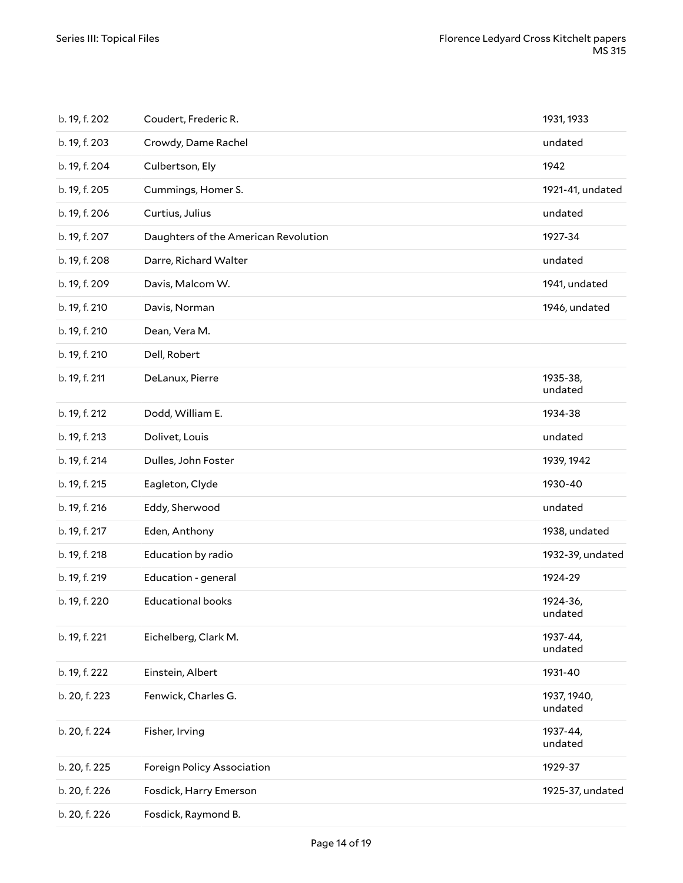| | | |
|---|---|---|
| b. 19, f. 202 | Coudert, Frederic R. | 1931, 1933 |
| b. 19, f. 203 | Crowdy, Dame Rachel | undated |
| b. 19, f. 204 | Culbertson, Ely | 1942 |
| b. 19, f. 205 | Cummings, Homer S. | 1921-41, undated |
| b. 19, f. 206 | Curtius, Julius | undated |
| b. 19, f. 207 | Daughters of the American Revolution | 1927-34 |
| b. 19, f. 208 | Darre, Richard Walter | undated |
| b. 19, f. 209 | Davis, Malcom W. | 1941, undated |
| b. 19, f. 210 | Davis, Norman | 1946, undated |
| b. 19, f. 210 | Dean, Vera M. | |
| b. 19, f. 210 | Dell, Robert | |
| b. 19, f. 211 | DeLanux, Pierre | 1935-38, undated |
| b. 19, f. 212 | Dodd, William E. | 1934-38 |
| b. 19, f. 213 | Dolivet, Louis | undated |
| b. 19, f. 214 | Dulles, John Foster | 1939, 1942 |
| b. 19, f. 215 | Eagleton, Clyde | 1930-40 |
| b. 19, f. 216 | Eddy, Sherwood | undated |
| b. 19, f. 217 | Eden, Anthony | 1938, undated |
| b. 19, f. 218 | Education by radio | 1932-39, undated |
| b. 19, f. 219 | Education - general | 1924-29 |
| b. 19, f. 220 | Educational books | 1924-36, undated |
| b. 19, f. 221 | Eichelberg, Clark M. | 1937-44, undated |
| b. 19, f. 222 | Einstein, Albert | 1931-40 |
| b. 20, f. 223 | Fenwick, Charles G. | 1937, 1940, undated |
| b. 20, f. 224 | Fisher, Irving | 1937-44, undated |
| b. 20, f. 225 | Foreign Policy Association | 1929-37 |
| b. 20, f. 226 | Fosdick, Harry Emerson | 1925-37, undated |
| b. 20, f. 226 | Fosdick, Raymond B. | |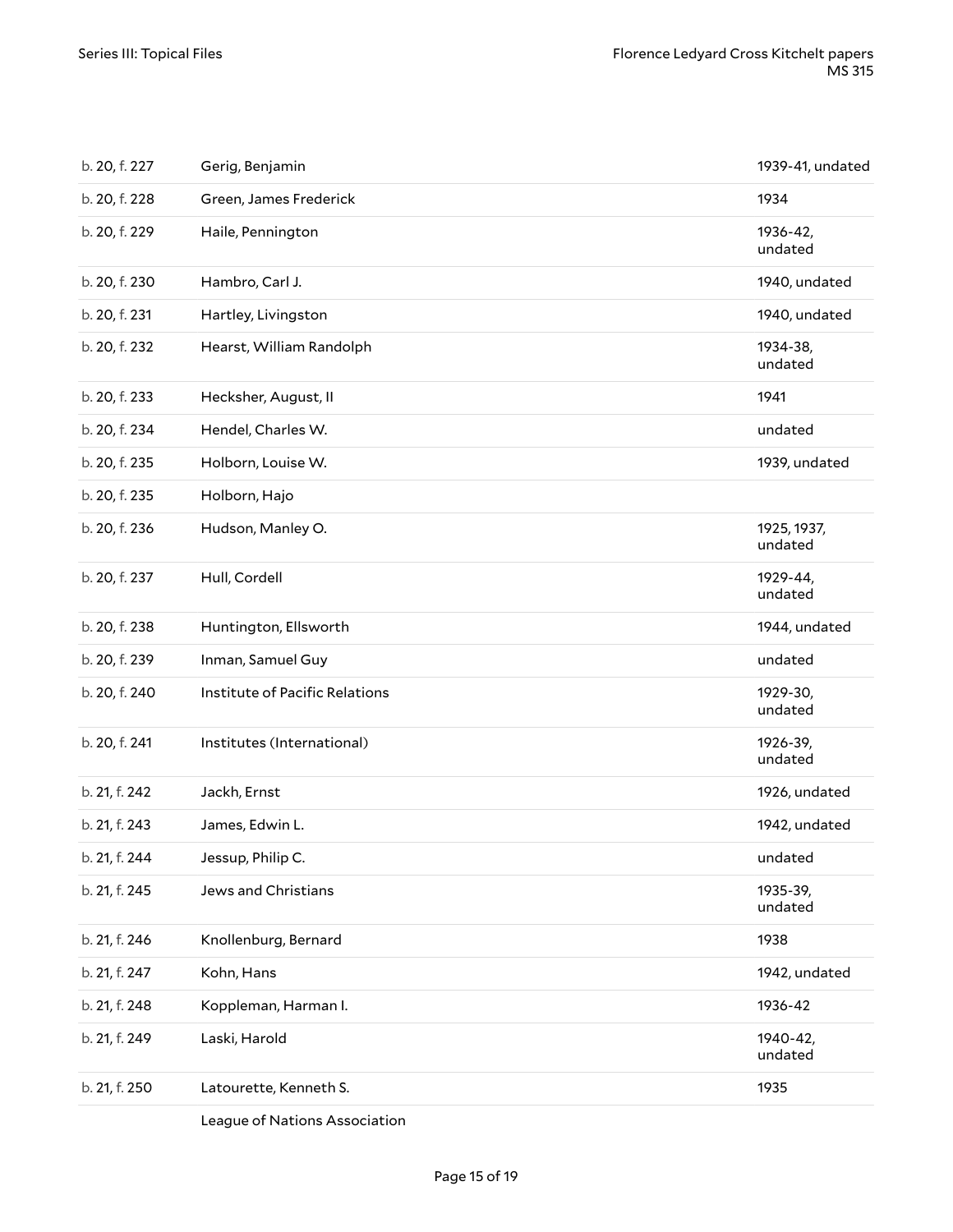| | | |
|---|---|---|
| b. 20, f. 227 | Gerig, Benjamin | 1939-41, undated |
| b. 20, f. 228 | Green, James Frederick | 1934 |
| b. 20, f. 229 | Haile, Pennington | 1936-42, undated |
| b. 20, f. 230 | Hambro, Carl J. | 1940, undated |
| b. 20, f. 231 | Hartley, Livingston | 1940, undated |
| b. 20, f. 232 | Hearst, William Randolph | 1934-38, undated |
| b. 20, f. 233 | Hecksher, August, II | 1941 |
| b. 20, f. 234 | Hendel, Charles W. | undated |
| b. 20, f. 235 | Holborn, Louise W. | 1939, undated |
| b. 20, f. 235 | Holborn, Hajo | |
| b. 20, f. 236 | Hudson, Manley O. | 1925, 1937, undated |
| b. 20, f. 237 | Hull, Cordell | 1929-44, undated |
| b. 20, f. 238 | Huntington, Ellsworth | 1944, undated |
| b. 20, f. 239 | Inman, Samuel Guy | undated |
| b. 20, f. 240 | Institute of Pacific Relations | 1929-30, undated |
| b. 20, f. 241 | Institutes (International) | 1926-39, undated |
| b. 21, f. 242 | Jackh, Ernst | 1926, undated |
| b. 21, f. 243 | James, Edwin L. | 1942, undated |
| b. 21, f. 244 | Jessup, Philip C. | undated |
| b. 21, f. 245 | Jews and Christians | 1935-39, undated |
| b. 21, f. 246 | Knollenburg, Bernard | 1938 |
| b. 21, f. 247 | Kohn, Hans | 1942, undated |
| b. 21, f. 248 | Koppleman, Harman I. | 1936-42 |
| b. 21, f. 249 | Laski, Harold | 1940-42, undated |
| b. 21, f. 250 | Latourette, Kenneth S. | 1935 |
| | League of Nations Association | |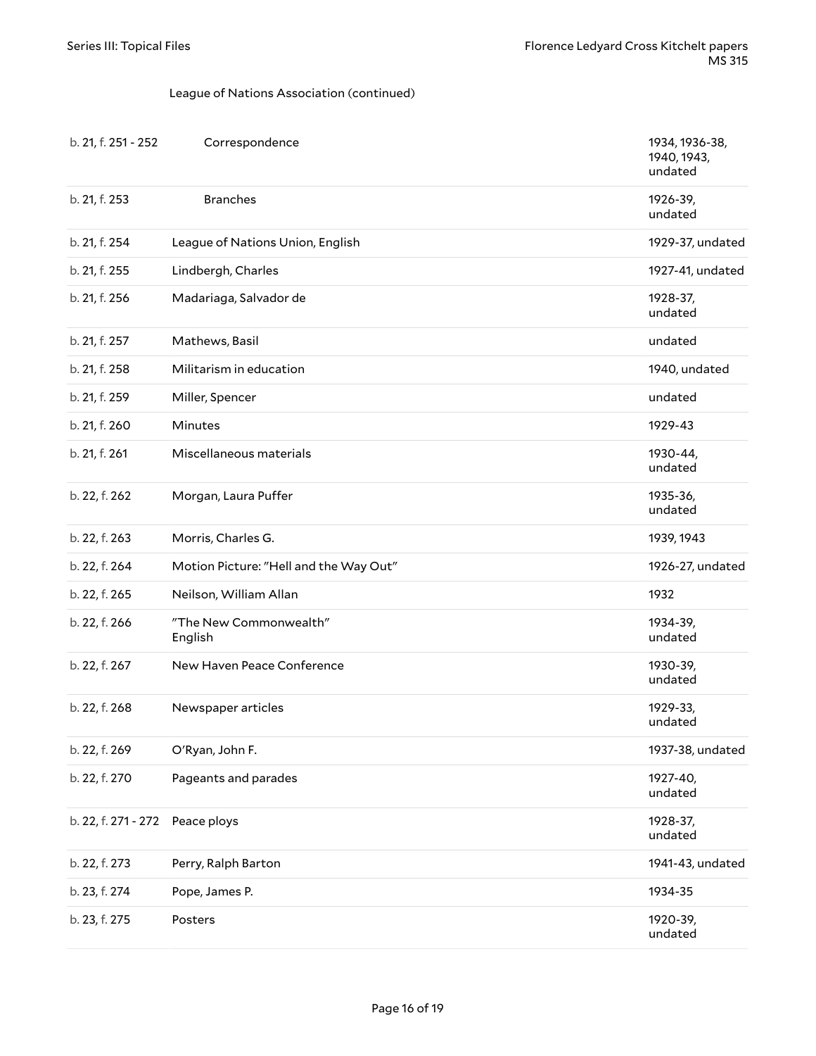League of Nations Association (continued)

| | | |
|---|---|---|
| b. 21, f. 251 - 252 | Correspondence | 1934, 1936-38, 1940, 1943, undated |
| b. 21, f. 253 | Branches | 1926-39, undated |
| b. 21, f. 254 | League of Nations Union, English | 1929-37, undated |
| b. 21, f. 255 | Lindbergh, Charles | 1927-41, undated |
| b. 21, f. 256 | Madariaga, Salvador de | 1928-37, undated |
| b. 21, f. 257 | Mathews, Basil | undated |
| b. 21, f. 258 | Militarism in education | 1940, undated |
| b. 21, f. 259 | Miller, Spencer | undated |
| b. 21, f. 260 | Minutes | 1929-43 |
| b. 21, f. 261 | Miscellaneous materials | 1930-44, undated |
| b. 22, f. 262 | Morgan, Laura Puffer | 1935-36, undated |
| b. 22, f. 263 | Morris, Charles G. | 1939, 1943 |
| b. 22, f. 264 | Motion Picture: "Hell and the Way Out" | 1926-27, undated |
| b. 22, f. 265 | Neilson, William Allan | 1932 |
| b. 22, f. 266 | "The New Commonwealth" English | 1934-39, undated |
| b. 22, f. 267 | New Haven Peace Conference | 1930-39, undated |
| b. 22, f. 268 | Newspaper articles | 1929-33, undated |
| b. 22, f. 269 | O'Ryan, John F. | 1937-38, undated |
| b. 22, f. 270 | Pageants and parades | 1927-40, undated |
| b. 22, f. 271 - 272 | Peace ploys | 1928-37, undated |
| b. 22, f. 273 | Perry, Ralph Barton | 1941-43, undated |
| b. 23, f. 274 | Pope, James P. | 1934-35 |
| b. 23, f. 275 | Posters | 1920-39, undated |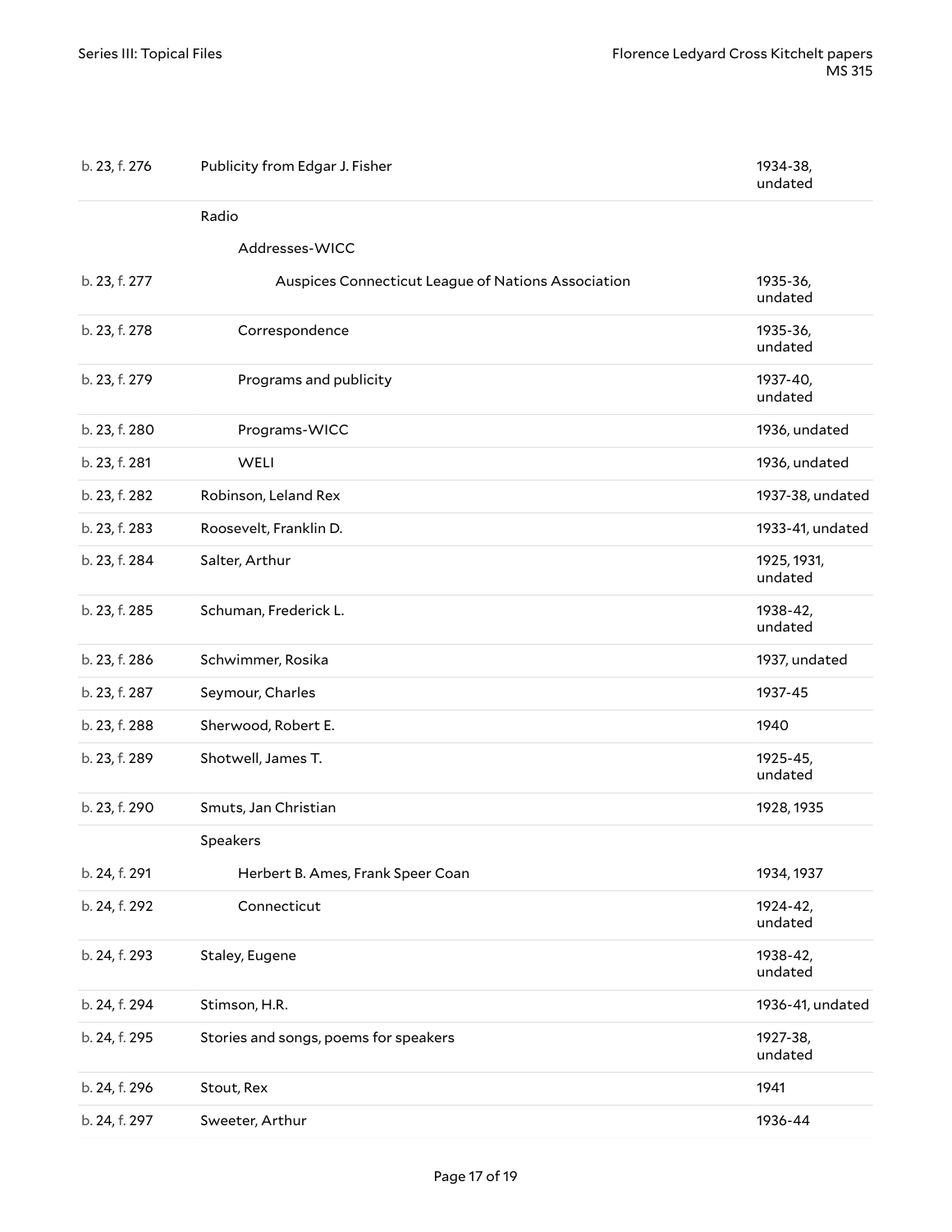| | | |
|---|---|---|
| b. 23, f. 276 | Publicity from Edgar J. Fisher | 1934-38, undated |
| | Radio | |
| | Addresses-WICC | |
| b. 23, f. 277 | Auspices Connecticut League of Nations Association | 1935-36, undated |
| b. 23, f. 278 | Correspondence | 1935-36, undated |
| b. 23, f. 279 | Programs and publicity | 1937-40, undated |
| b. 23, f. 280 | Programs-WICC | 1936, undated |
| b. 23, f. 281 | WELI | 1936, undated |
| b. 23, f. 282 | Robinson, Leland Rex | 1937-38, undated |
| b. 23, f. 283 | Roosevelt, Franklin D. | 1933-41, undated |
| b. 23, f. 284 | Salter, Arthur | 1925, 1931, undated |
| b. 23, f. 285 | Schuman, Frederick L. | 1938-42, undated |
| b. 23, f. 286 | Schwimmer, Rosika | 1937, undated |
| b. 23, f. 287 | Seymour, Charles | 1937-45 |
| b. 23, f. 288 | Sherwood, Robert E. | 1940 |
| b. 23, f. 289 | Shotwell, James T. | 1925-45, undated |
| b. 23, f. 290 | Smuts, Jan Christian | 1928, 1935 |
| | Speakers | |
| b. 24, f. 291 | Herbert B. Ames, Frank Speer Coan | 1934, 1937 |
| b. 24, f. 292 | Connecticut | 1924-42, undated |
| b. 24, f. 293 | Staley, Eugene | 1938-42, undated |
| b. 24, f. 294 | Stimson, H.R. | 1936-41, undated |
| b. 24, f. 295 | Stories and songs, poems for speakers | 1927-38, undated |
| b. 24, f. 296 | Stout, Rex | 1941 |
| b. 24, f. 297 | Sweeter, Arthur | 1936-44 |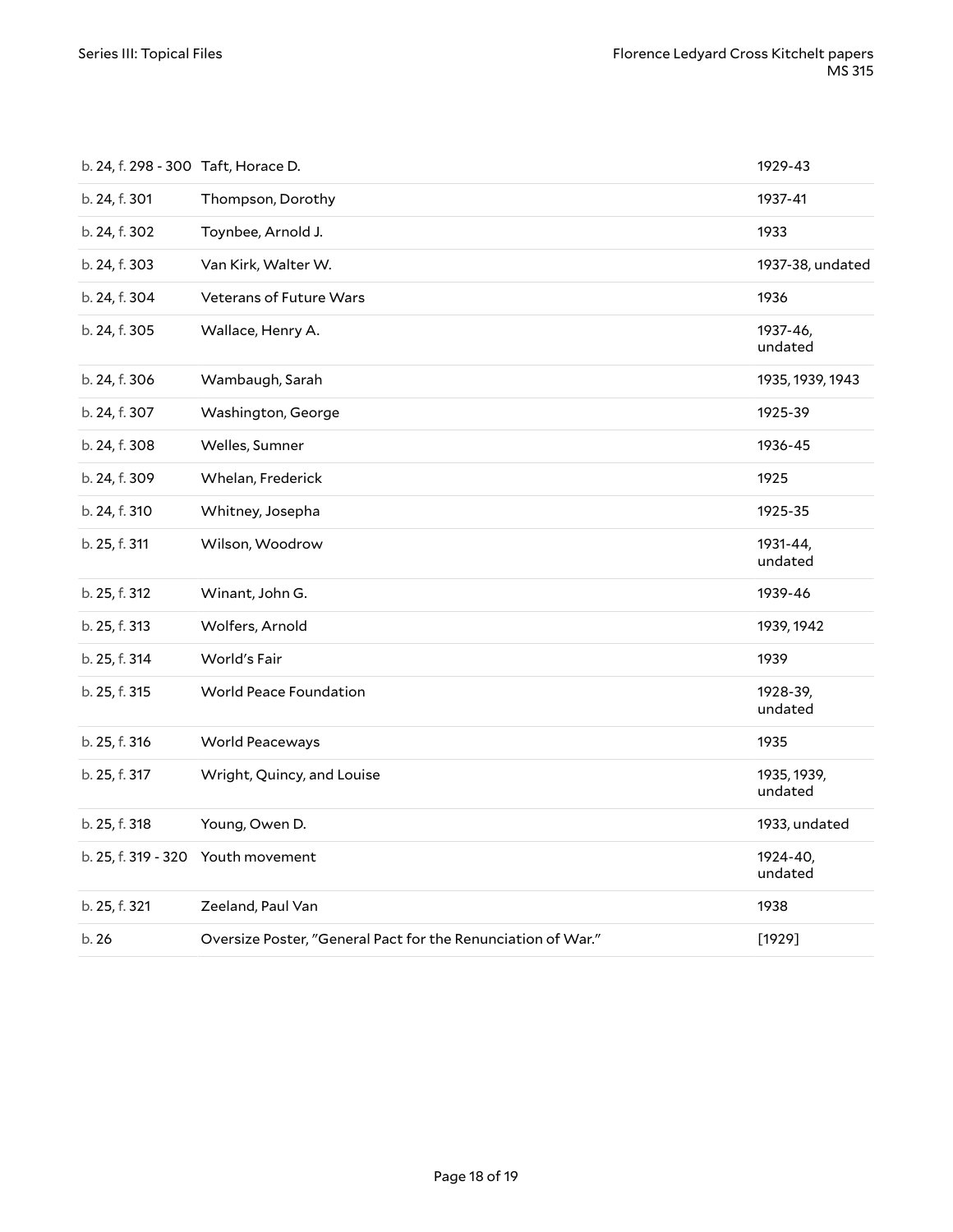| | | |
|---|---|---|
| b. 24, f. 298 - 300 | Taft, Horace D. | 1929-43 |
| b. 24, f. 301 | Thompson, Dorothy | 1937-41 |
| b. 24, f. 302 | Toynbee, Arnold J. | 1933 |
| b. 24, f. 303 | Van Kirk, Walter W. | 1937-38, undated |
| b. 24, f. 304 | Veterans of Future Wars | 1936 |
| b. 24, f. 305 | Wallace, Henry A. | 1937-46, undated |
| b. 24, f. 306 | Wambaugh, Sarah | 1935, 1939, 1943 |
| b. 24, f. 307 | Washington, George | 1925-39 |
| b. 24, f. 308 | Welles, Sumner | 1936-45 |
| b. 24, f. 309 | Whelan, Frederick | 1925 |
| b. 24, f. 310 | Whitney, Josepha | 1925-35 |
| b. 25, f. 311 | Wilson, Woodrow | 1931-44, undated |
| b. 25, f. 312 | Winant, John G. | 1939-46 |
| b. 25, f. 313 | Wolfers, Arnold | 1939, 1942 |
| b. 25, f. 314 | World's Fair | 1939 |
| b. 25, f. 315 | World Peace Foundation | 1928-39, undated |
| b. 25, f. 316 | World Peaceways | 1935 |
| b. 25, f. 317 | Wright, Quincy, and Louise | 1935, 1939, undated |
| b. 25, f. 318 | Young, Owen D. | 1933, undated |
| b. 25, f. 319 - 320 | Youth movement | 1924-40, undated |
| b. 25, f. 321 | Zeeland, Paul Van | 1938 |
| b. 26 | Oversize Poster, "General Pact for the Renunciation of War." | [1929] |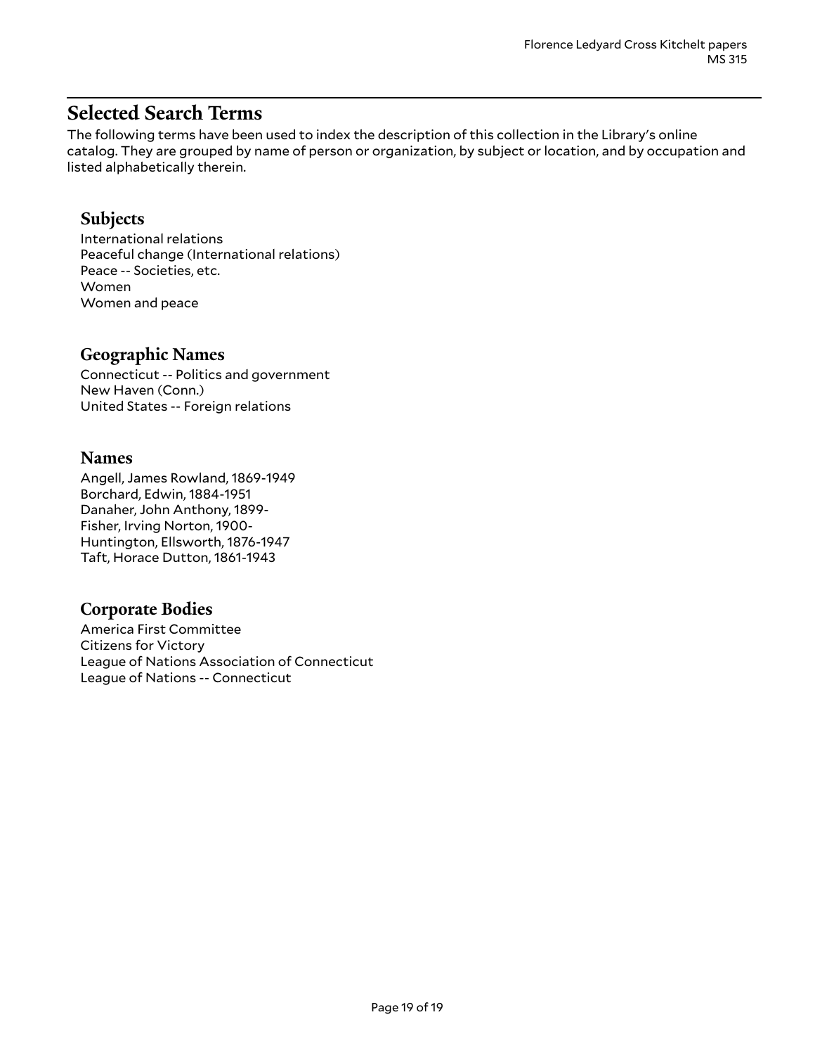## Selected Search Terms

The following terms have been used to index the description of this collection in the Library's online catalog. They are grouped by name of person or organization, by subject or location, and by occupation and listed alphabetically therein.

### Subjects

International relations
Peaceful change (International relations)
Peace -- Societies, etc.
Women
Women and peace

### Geographic Names

Connecticut -- Politics and government
New Haven (Conn.)
United States -- Foreign relations

### Names

Angell, James Rowland, 1869-1949
Borchard, Edwin, 1884-1951
Danaher, John Anthony, 1899-
Fisher, Irving Norton, 1900-
Huntington, Ellsworth, 1876-1947
Taft, Horace Dutton, 1861-1943

### Corporate Bodies

America First Committee
Citizens for Victory
League of Nations Association of Connecticut
League of Nations -- Connecticut